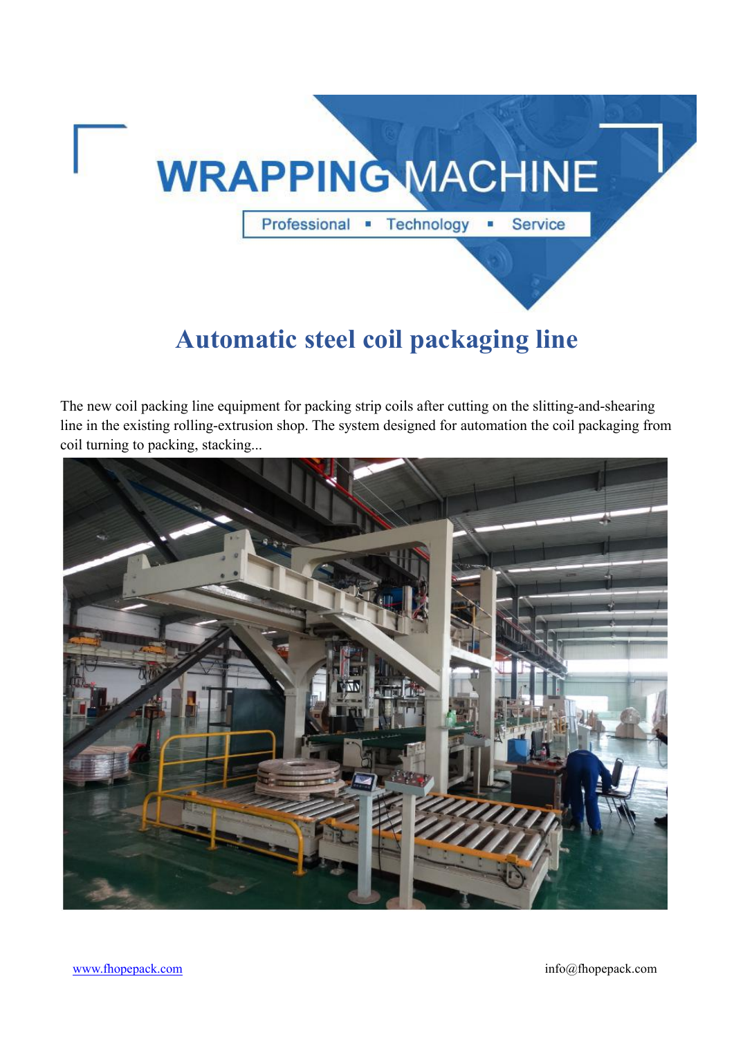# WRAPPING MACHINE

Professional ▪ Technology ▪ Service

## Automatic steel coil packaging line

The new coil packing line equipment for packing strip coils after cutting on the slitting-and-shearing line in the existing rolling-extrusion shop. The system designed for automation the coil packaging from coil turning to packing, stacking...

www.fhopepack.com info@fhopepack.com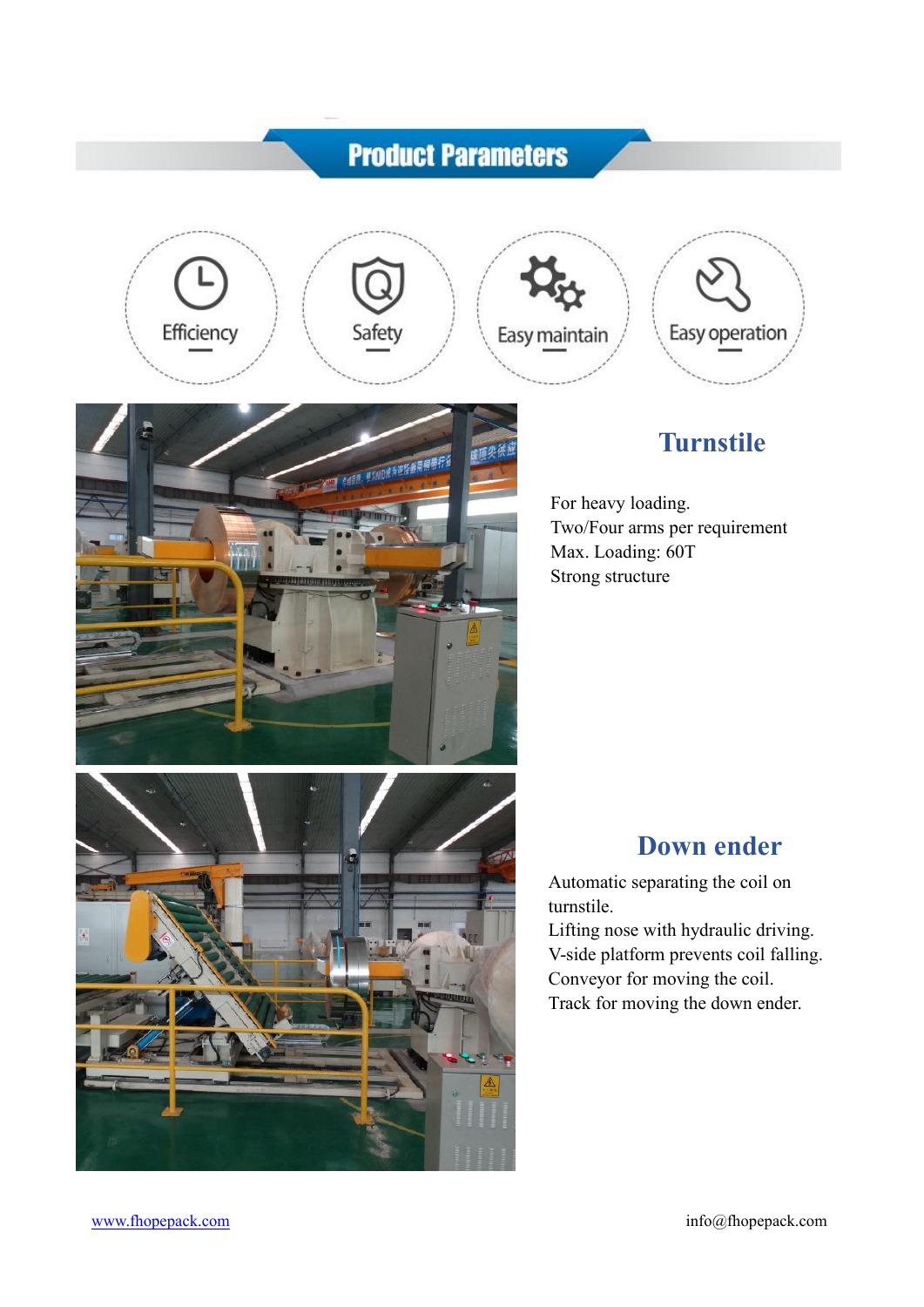# Product Parameters

Efficiency

Safety

Easy maintain

Easy operation

## Turnstile

For heavy loading.
Two/Four arms per requirement
Max. Loading: 60T
Strong structure

## Down ender

Automatic separating the coil on turnstile.
Lifting nose with hydraulic driving.
V-side platform prevents coil falling.
Conveyor for moving the coil.
Track for moving the down ender.

www.fhopepack.com info@fhopepack.com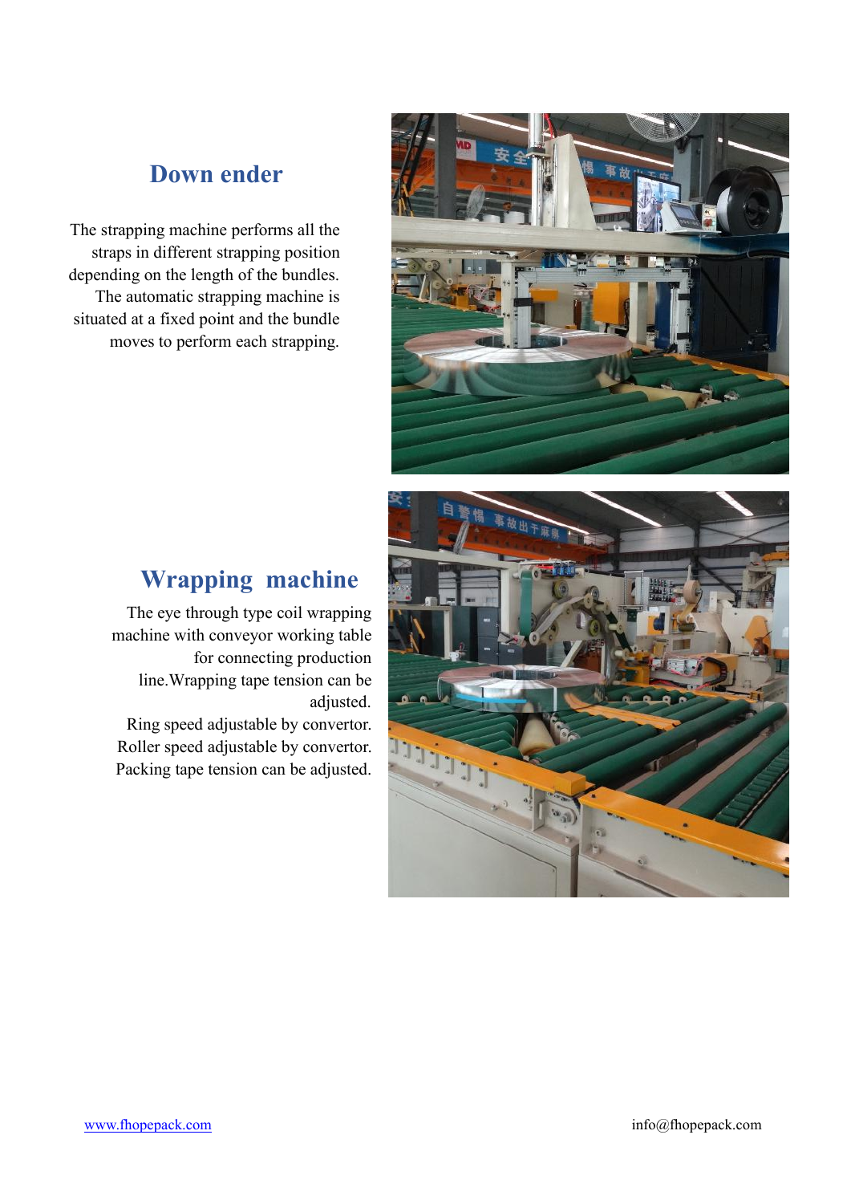## Down ender

The strapping machine performs all the straps in different strapping position depending on the length of the bundles. The automatic strapping machine is situated at a fixed point and the bundle moves to perform each strapping.

## Wrapping machine

The eye through type coil wrapping machine with conveyor working table for connecting production line.Wrapping tape tension can be adjusted.

Ring speed adjustable by convertor.

Roller speed adjustable by convertor.

Packing tape tension can be adjusted.

www.fhopepack.com info@fhopepack.com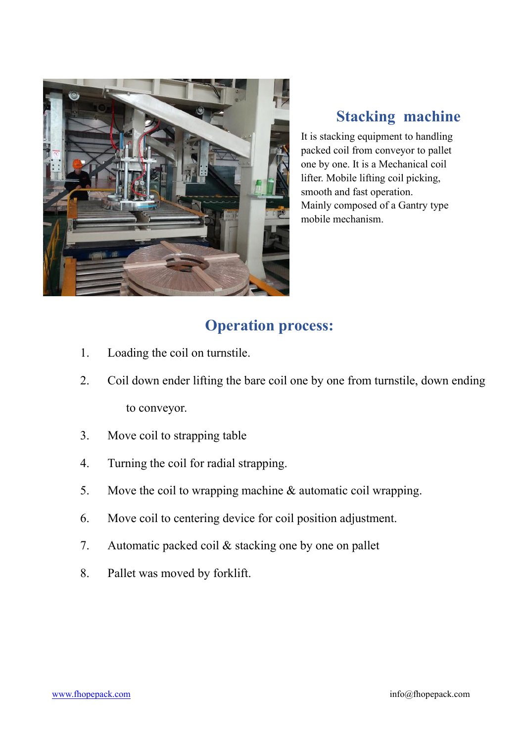## Stacking machine

It is stacking equipment to handling packed coil from conveyor to pallet one by one. It is a Mechanical coil lifter. Mobile lifting coil picking, smooth and fast operation.
Mainly composed of a Gantry type mobile mechanism.

## Operation process:

1. Loading the coil on turnstile.
2. Coil down ender lifting the bare coil one by one from turnstile, down ending to conveyor.
3. Move coil to strapping table
4. Turning the coil for radial strapping.
5. Move the coil to wrapping machine & automatic coil wrapping.
6. Move coil to centering device for coil position adjustment.
7. Automatic packed coil & stacking one by one on pallet
8. Pallet was moved by forklift.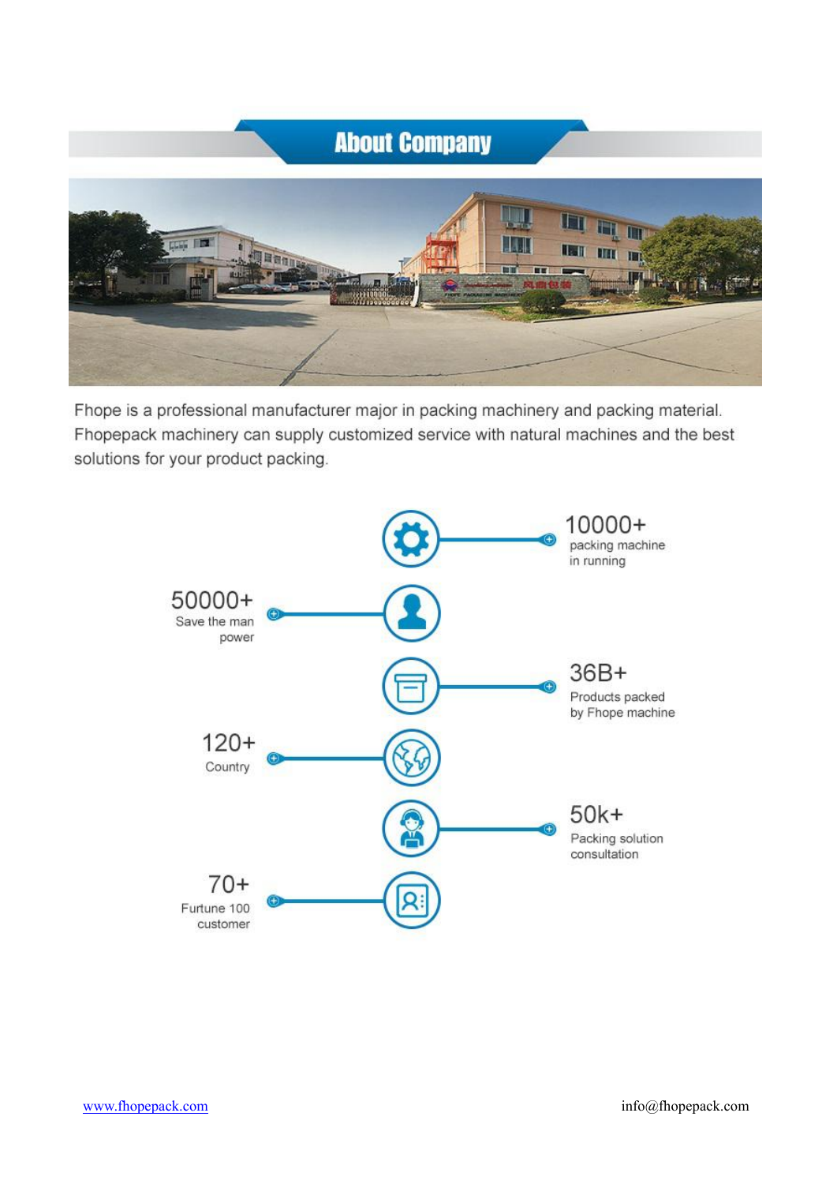## About Company

Fhope is a professional manufacturer major in packing machinery and packing material. Fhopepack machinery can supply customized service with natural machines and the best solutions for your product packing.

10000+
packing machine in running

50000+
Save the man power

36B+
Products packed by Fhope machine

120+
Country

50k+
Packing solution consultation

70+
Furtune 100 customer

www.fhopepack.com

info@fhopepack.com